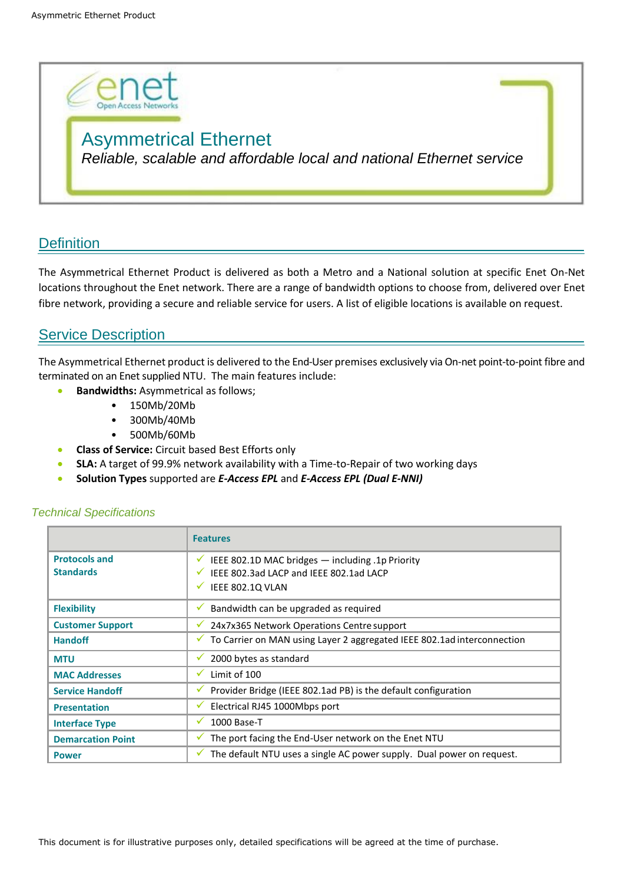enet
Open Access Networks

# Asymmetrical Ethernet

*Reliable, scalable and affordable local and national Ethernet service*

## Definition

The Asymmetrical Ethernet Product is delivered as both a Metro and a National solution at specific Enet On-Net locations throughout the Enet network. There are a range of bandwidth options to choose from, delivered over Enet fibre network, providing a secure and reliable service for users. A list of eligible locations is available on request.

## Service Description

The Asymmetrical Ethernet product is delivered to the End-User premises exclusively via On-net point-to-point fibre and terminated on an Enet supplied NTU. The main features include:

- **Bandwidths:** Asymmetrical as follows;
  - 150Mb/20Mb
  - 300Mb/40Mb
  - 500Mb/60Mb
- **Class of Service:** Circuit based Best Efforts only
- **SLA:** A target of 99.9% network availability with a Time-to-Repair of two working days
- **Solution Types** supported are ***E-Access EPL*** and ***E-Access EPL (Dual E-NNI)***

### *Technical Specifications*

| | **Features** |
|---|---|
| **Protocols and Standards** | ✓ IEEE 802.1D MAC bridges — including .1p Priority<br>✓ IEEE 802.3ad LACP and IEEE 802.1ad LACP<br>✓ IEEE 802.1Q VLAN |
| **Flexibility** | ✓ Bandwidth can be upgraded as required |
| **Customer Support** | ✓ 24x7x365 Network Operations Centre support |
| **Handoff** | ✓ To Carrier on MAN using Layer 2 aggregated IEEE 802.1ad interconnection |
| **MTU** | ✓ 2000 bytes as standard |
| **MAC Addresses** | ✓ Limit of 100 |
| **Service Handoff** | ✓ Provider Bridge (IEEE 802.1ad PB) is the default configuration |
| **Presentation** | ✓ Electrical RJ45 1000Mbps port |
| **Interface Type** | ✓ 1000 Base-T |
| **Demarcation Point** | ✓ The port facing the End-User network on the Enet NTU |
| **Power** | ✓ The default NTU uses a single AC power supply. Dual power on request. |

This document is for illustrative purposes only, detailed specifications will be agreed at the time of purchase.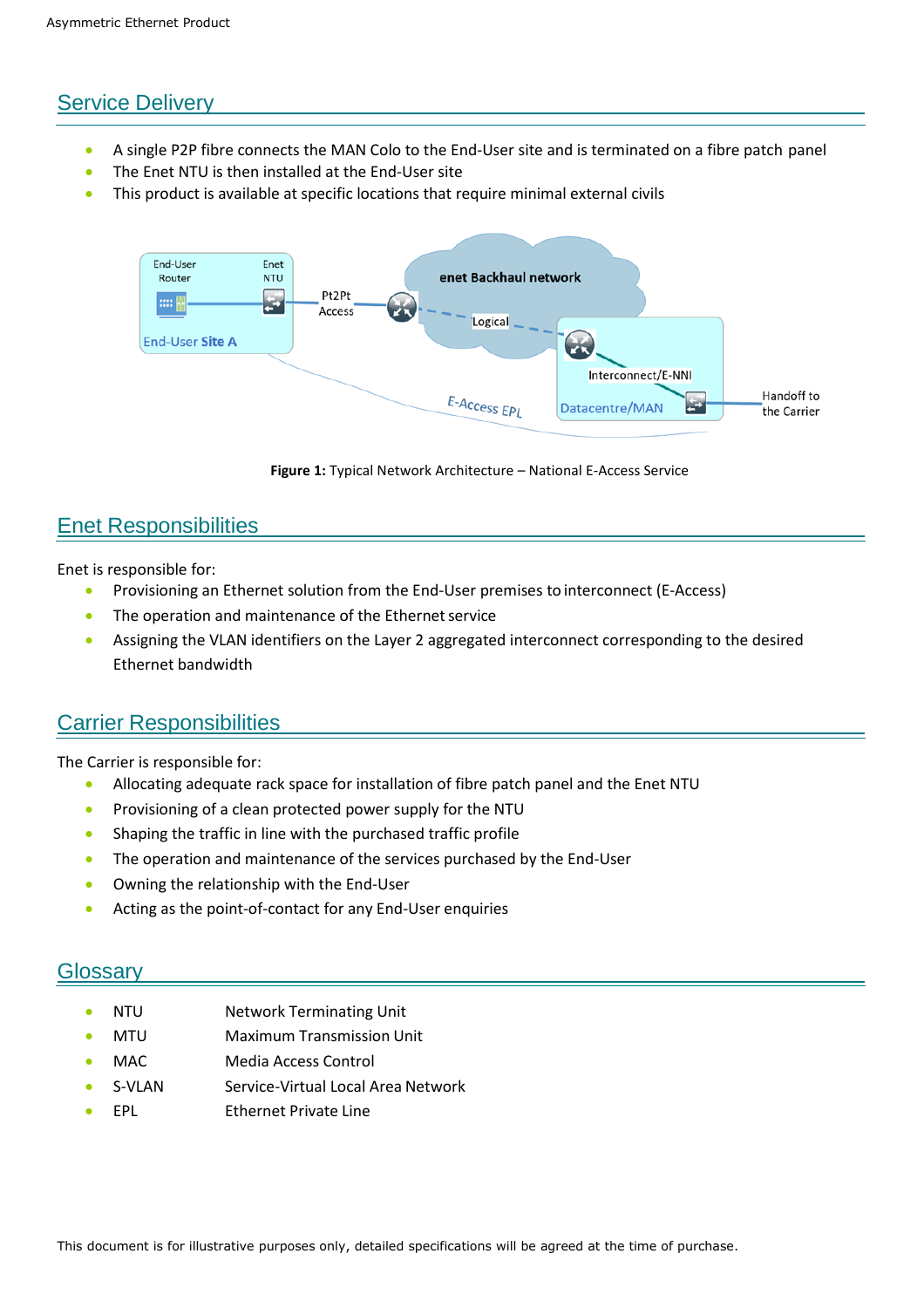## Service Delivery

- A single P2P fibre connects the MAN Colo to the End-User site and is terminated on a fibre patch panel
- The Enet NTU is then installed at the End-User site
- This product is available at specific locations that require minimal external civils

**Figure 1:** Typical Network Architecture – National E-Access Service

## Enet Responsibilities

Enet is responsible for:

- Provisioning an Ethernet solution from the End-User premises to interconnect (E-Access)
- The operation and maintenance of the Ethernet service
- Assigning the VLAN identifiers on the Layer 2 aggregated interconnect corresponding to the desired Ethernet bandwidth

## Carrier Responsibilities

The Carrier is responsible for:

- Allocating adequate rack space for installation of fibre patch panel and the Enet NTU
- Provisioning of a clean protected power supply for the NTU
- Shaping the traffic in line with the purchased traffic profile
- The operation and maintenance of the services purchased by the End-User
- Owning the relationship with the End-User
- Acting as the point-of-contact for any End-User enquiries

## Glossary

- NTU — Network Terminating Unit
- MTU — Maximum Transmission Unit
- MAC — Media Access Control
- S-VLAN — Service-Virtual Local Area Network
- EPL — Ethernet Private Line

This document is for illustrative purposes only, detailed specifications will be agreed at the time of purchase.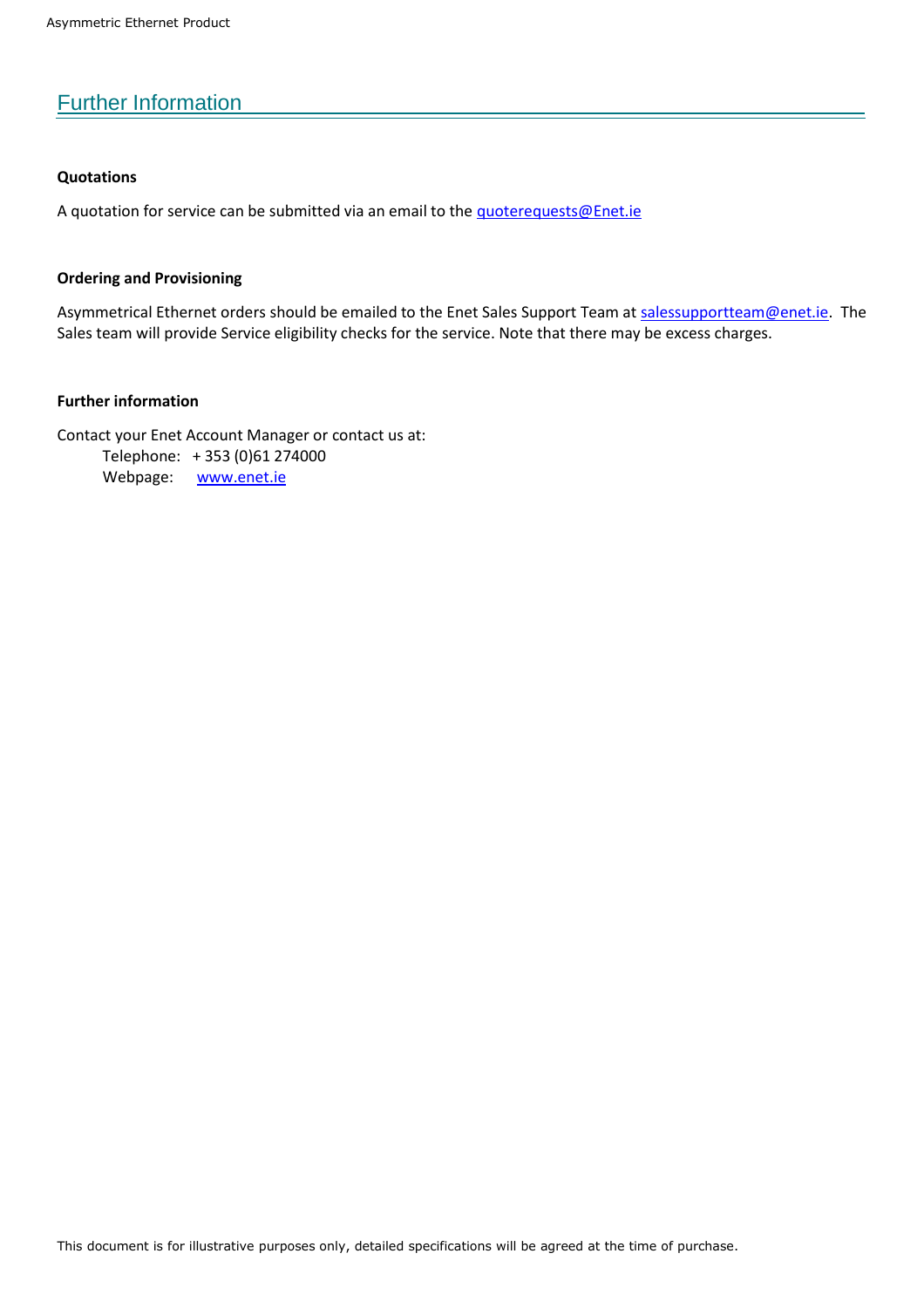## Further Information

**Quotations**

A quotation for service can be submitted via an email to the quoterequests@Enet.ie

**Ordering and Provisioning**

Asymmetrical Ethernet orders should be emailed to the Enet Sales Support Team at salessupportteam@enet.ie. The Sales team will provide Service eligibility checks for the service. Note that there may be excess charges.

**Further information**

Contact your Enet Account Manager or contact us at:

Telephone: + 353 (0)61 274000
Webpage: www.enet.ie

This document is for illustrative purposes only, detailed specifications will be agreed at the time of purchase.